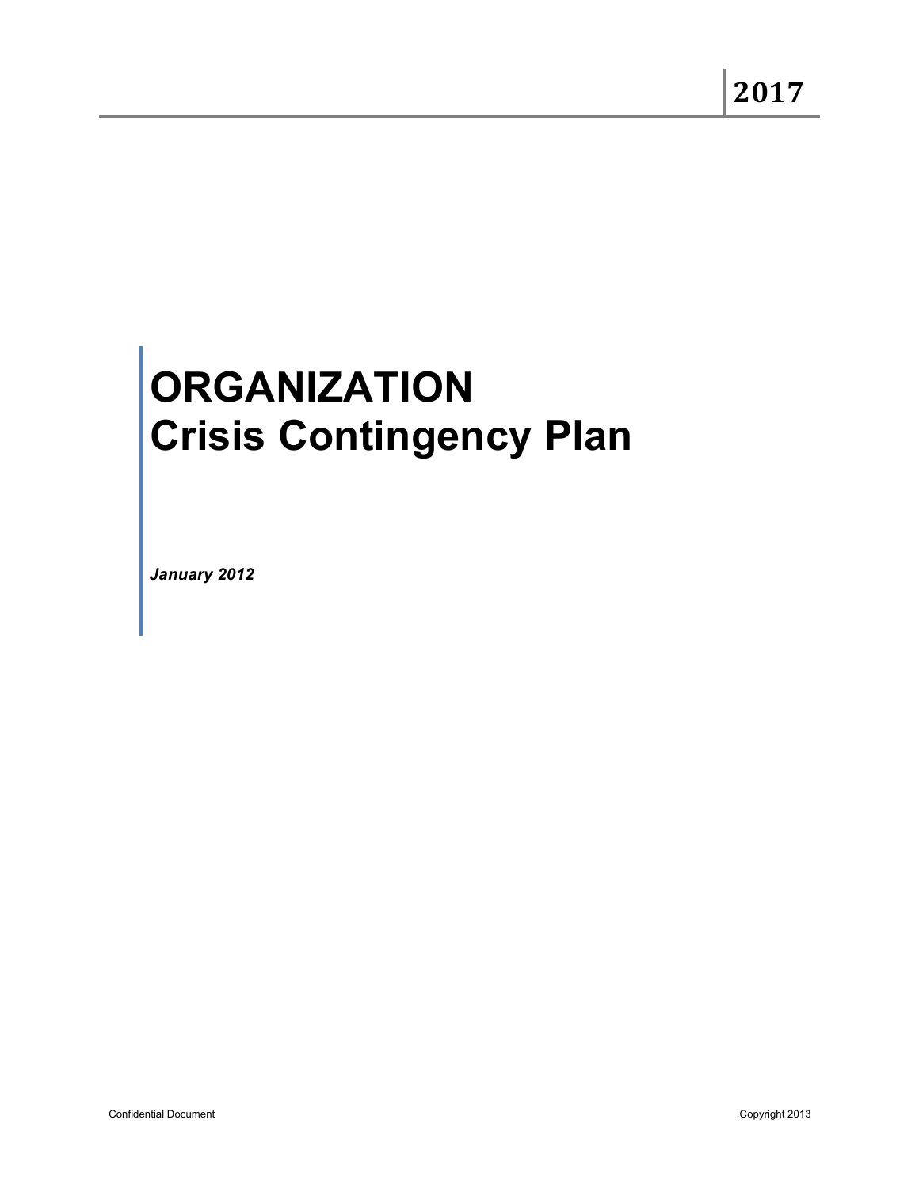2017

# ORGANIZATION
# Crisis Contingency Plan

***January 2012***

Confidential Document

Copyright 2013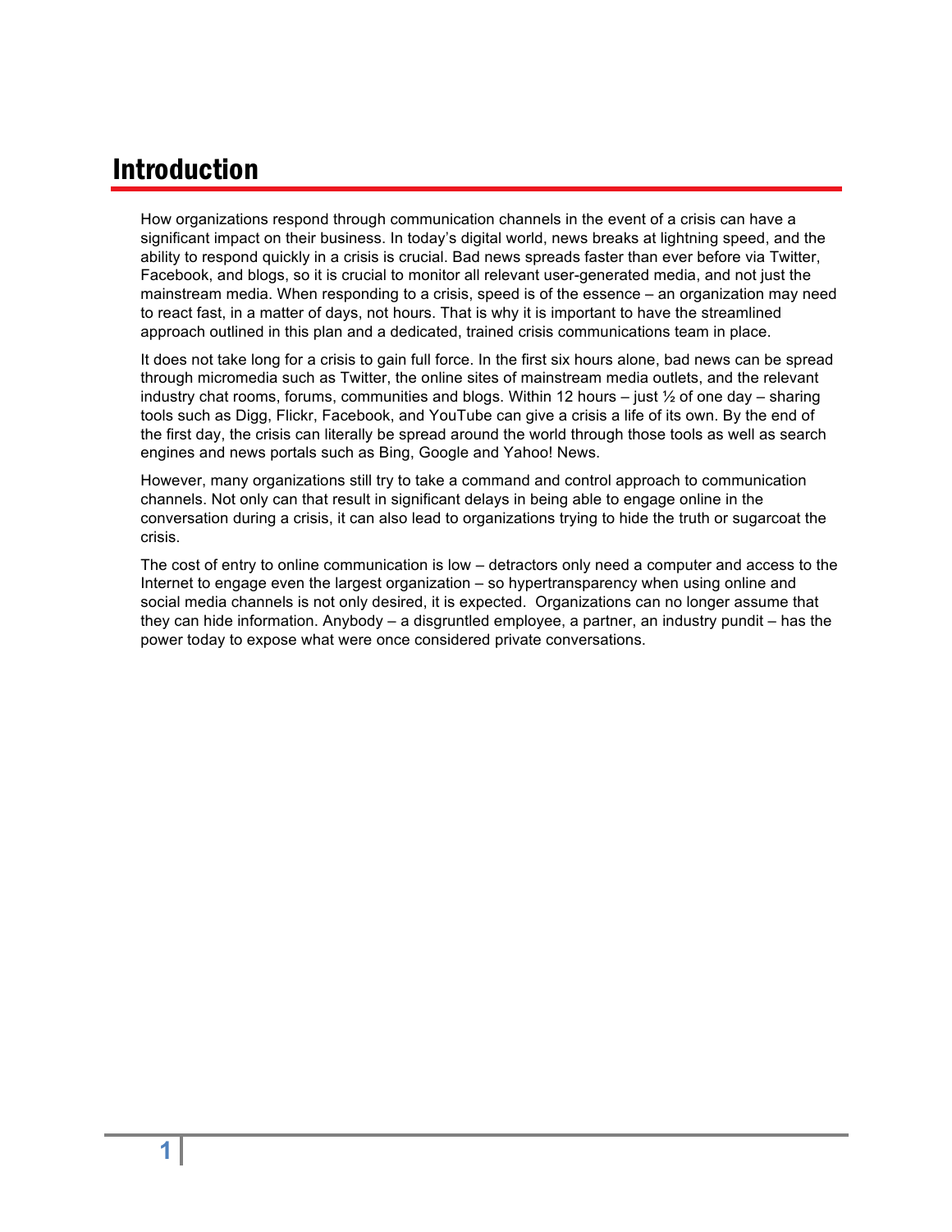# Introduction

How organizations respond through communication channels in the event of a crisis can have a significant impact on their business. In today's digital world, news breaks at lightning speed, and the ability to respond quickly in a crisis is crucial. Bad news spreads faster than ever before via Twitter, Facebook, and blogs, so it is crucial to monitor all relevant user-generated media, and not just the mainstream media. When responding to a crisis, speed is of the essence – an organization may need to react fast, in a matter of days, not hours. That is why it is important to have the streamlined approach outlined in this plan and a dedicated, trained crisis communications team in place.

It does not take long for a crisis to gain full force. In the first six hours alone, bad news can be spread through micromedia such as Twitter, the online sites of mainstream media outlets, and the relevant industry chat rooms, forums, communities and blogs. Within 12 hours – just ½ of one day – sharing tools such as Digg, Flickr, Facebook, and YouTube can give a crisis a life of its own. By the end of the first day, the crisis can literally be spread around the world through those tools as well as search engines and news portals such as Bing, Google and Yahoo! News.

However, many organizations still try to take a command and control approach to communication channels. Not only can that result in significant delays in being able to engage online in the conversation during a crisis, it can also lead to organizations trying to hide the truth or sugarcoat the crisis.

The cost of entry to online communication is low – detractors only need a computer and access to the Internet to engage even the largest organization – so hypertransparency when using online and social media channels is not only desired, it is expected. Organizations can no longer assume that they can hide information. Anybody – a disgruntled employee, a partner, an industry pundit – has the power today to expose what were once considered private conversations.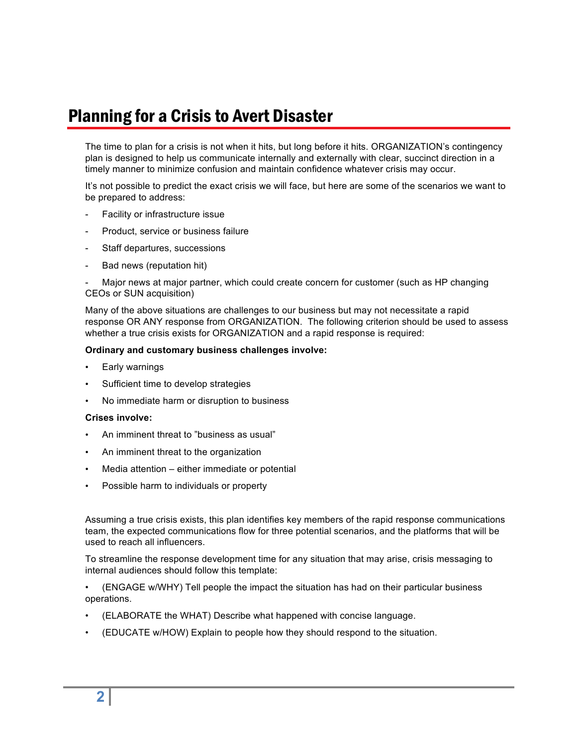# Planning for a Crisis to Avert Disaster

The time to plan for a crisis is not when it hits, but long before it hits. ORGANIZATION's contingency plan is designed to help us communicate internally and externally with clear, succinct direction in a timely manner to minimize confusion and maintain confidence whatever crisis may occur.

It's not possible to predict the exact crisis we will face, but here are some of the scenarios we want to be prepared to address:

- Facility or infrastructure issue
- Product, service or business failure
- Staff departures, successions
- Bad news (reputation hit)
- Major news at major partner, which could create concern for customer (such as HP changing CEOs or SUN acquisition)

Many of the above situations are challenges to our business but may not necessitate a rapid response OR ANY response from ORGANIZATION. The following criterion should be used to assess whether a true crisis exists for ORGANIZATION and a rapid response is required:

**Ordinary and customary business challenges involve:**

- Early warnings
- Sufficient time to develop strategies
- No immediate harm or disruption to business

**Crises involve:**

- An imminent threat to "business as usual"
- An imminent threat to the organization
- Media attention – either immediate or potential
- Possible harm to individuals or property

Assuming a true crisis exists, this plan identifies key members of the rapid response communications team, the expected communications flow for three potential scenarios, and the platforms that will be used to reach all influencers.

To streamline the response development time for any situation that may arise, crisis messaging to internal audiences should follow this template:

- (ENGAGE w/WHY) Tell people the impact the situation has had on their particular business operations.
- (ELABORATE the WHAT) Describe what happened with concise language.
- (EDUCATE w/HOW) Explain to people how they should respond to the situation.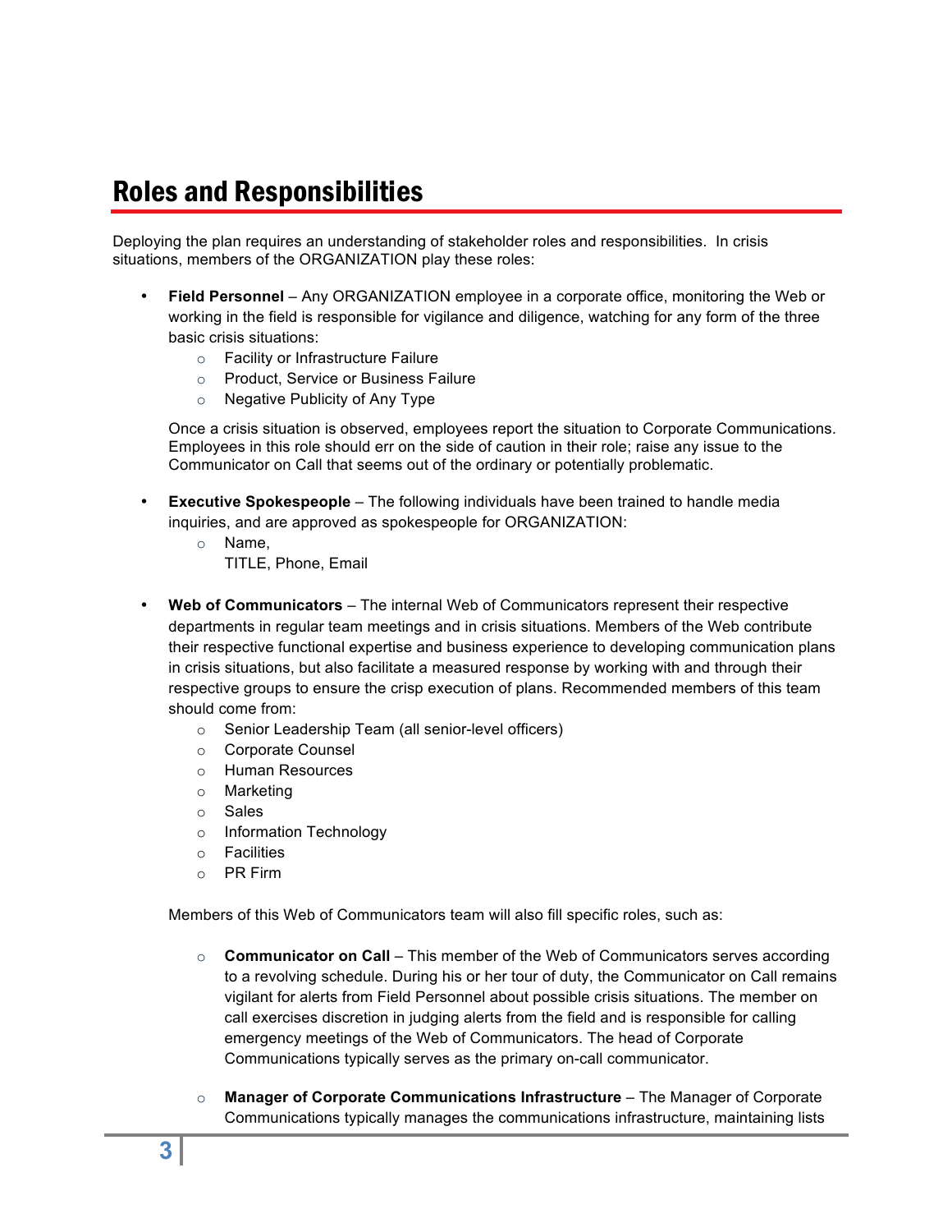## Roles and Responsibilities

Deploying the plan requires an understanding of stakeholder roles and responsibilities. In crisis situations, members of the ORGANIZATION play these roles:

- **Field Personnel** – Any ORGANIZATION employee in a corporate office, monitoring the Web or working in the field is responsible for vigilance and diligence, watching for any form of the three basic crisis situations:
  - Facility or Infrastructure Failure
  - Product, Service or Business Failure
  - Negative Publicity of Any Type

  Once a crisis situation is observed, employees report the situation to Corporate Communications. Employees in this role should err on the side of caution in their role; raise any issue to the Communicator on Call that seems out of the ordinary or potentially problematic.

- **Executive Spokespeople** – The following individuals have been trained to handle media inquiries, and are approved as spokespeople for ORGANIZATION:
  - Name,
    TITLE, Phone, Email

- **Web of Communicators** – The internal Web of Communicators represent their respective departments in regular team meetings and in crisis situations. Members of the Web contribute their respective functional expertise and business experience to developing communication plans in crisis situations, but also facilitate a measured response by working with and through their respective groups to ensure the crisp execution of plans. Recommended members of this team should come from:
  - Senior Leadership Team (all senior-level officers)
  - Corporate Counsel
  - Human Resources
  - Marketing
  - Sales
  - Information Technology
  - Facilities
  - PR Firm

  Members of this Web of Communicators team will also fill specific roles, such as:

  - **Communicator on Call** – This member of the Web of Communicators serves according to a revolving schedule. During his or her tour of duty, the Communicator on Call remains vigilant for alerts from Field Personnel about possible crisis situations. The member on call exercises discretion in judging alerts from the field and is responsible for calling emergency meetings of the Web of Communicators. The head of Corporate Communications typically serves as the primary on-call communicator.

  - **Manager of Corporate Communications Infrastructure** – The Manager of Corporate Communications typically manages the communications infrastructure, maintaining lists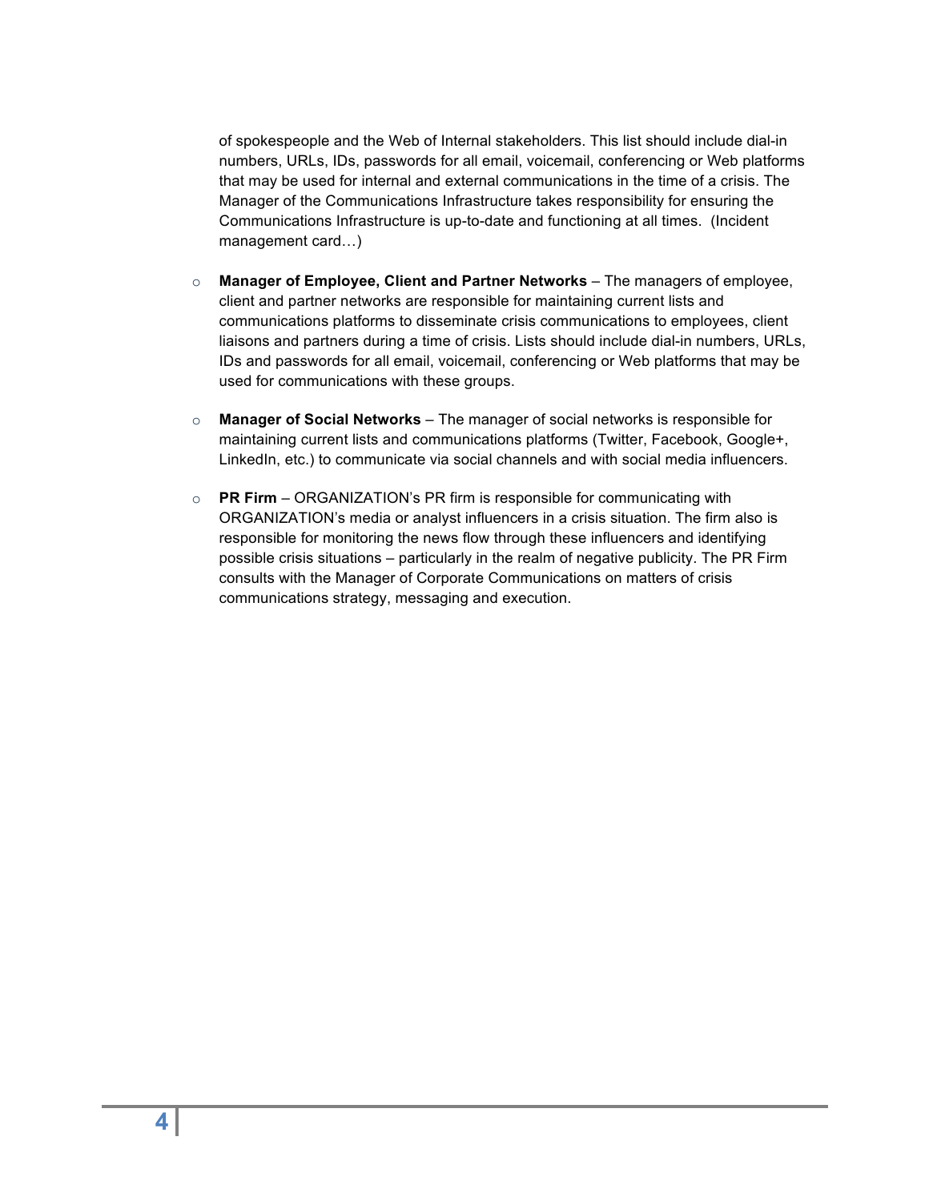of spokespeople and the Web of Internal stakeholders. This list should include dial-in numbers, URLs, IDs, passwords for all email, voicemail, conferencing or Web platforms that may be used for internal and external communications in the time of a crisis. The Manager of the Communications Infrastructure takes responsibility for ensuring the Communications Infrastructure is up-to-date and functioning at all times. (Incident management card…)

- **Manager of Employee, Client and Partner Networks** – The managers of employee, client and partner networks are responsible for maintaining current lists and communications platforms to disseminate crisis communications to employees, client liaisons and partners during a time of crisis. Lists should include dial-in numbers, URLs, IDs and passwords for all email, voicemail, conferencing or Web platforms that may be used for communications with these groups.

- **Manager of Social Networks** – The manager of social networks is responsible for maintaining current lists and communications platforms (Twitter, Facebook, Google+, LinkedIn, etc.) to communicate via social channels and with social media influencers.

- **PR Firm** – ORGANIZATION's PR firm is responsible for communicating with ORGANIZATION's media or analyst influencers in a crisis situation. The firm also is responsible for monitoring the news flow through these influencers and identifying possible crisis situations – particularly in the realm of negative publicity. The PR Firm consults with the Manager of Corporate Communications on matters of crisis communications strategy, messaging and execution.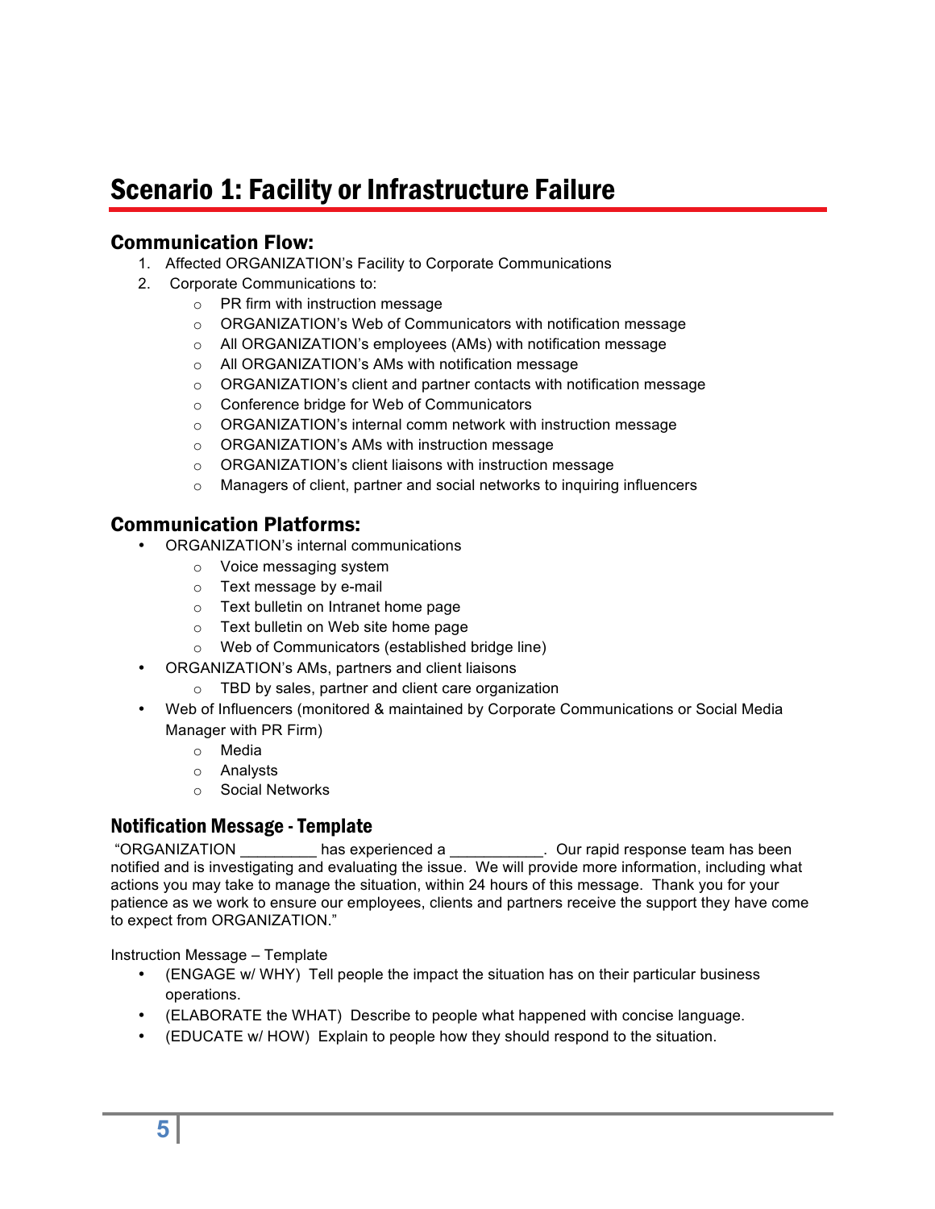# Scenario 1: Facility or Infrastructure Failure

## Communication Flow:

1. Affected ORGANIZATION's Facility to Corporate Communications
2. Corporate Communications to:
   - PR firm with instruction message
   - ORGANIZATION's Web of Communicators with notification message
   - All ORGANIZATION's employees (AMs) with notification message
   - All ORGANIZATION's AMs with notification message
   - ORGANIZATION's client and partner contacts with notification message
   - Conference bridge for Web of Communicators
   - ORGANIZATION's internal comm network with instruction message
   - ORGANIZATION's AMs with instruction message
   - ORGANIZATION's client liaisons with instruction message
   - Managers of client, partner and social networks to inquiring influencers

## Communication Platforms:

- ORGANIZATION's internal communications
  - Voice messaging system
  - Text message by e-mail
  - Text bulletin on Intranet home page
  - Text bulletin on Web site home page
  - Web of Communicators (established bridge line)
- ORGANIZATION's AMs, partners and client liaisons
  - TBD by sales, partner and client care organization
- Web of Influencers (monitored & maintained by Corporate Communications or Social Media Manager with PR Firm)
  - Media
  - Analysts
  - Social Networks

### Notification Message - Template

"ORGANIZATION _________ has experienced a ___________. Our rapid response team has been notified and is investigating and evaluating the issue. We will provide more information, including what actions you may take to manage the situation, within 24 hours of this message. Thank you for your patience as we work to ensure our employees, clients and partners receive the support they have come to expect from ORGANIZATION."

Instruction Message – Template

- (ENGAGE w/ WHY) Tell people the impact the situation has on their particular business operations.
- (ELABORATE the WHAT) Describe to people what happened with concise language.
- (EDUCATE w/ HOW) Explain to people how they should respond to the situation.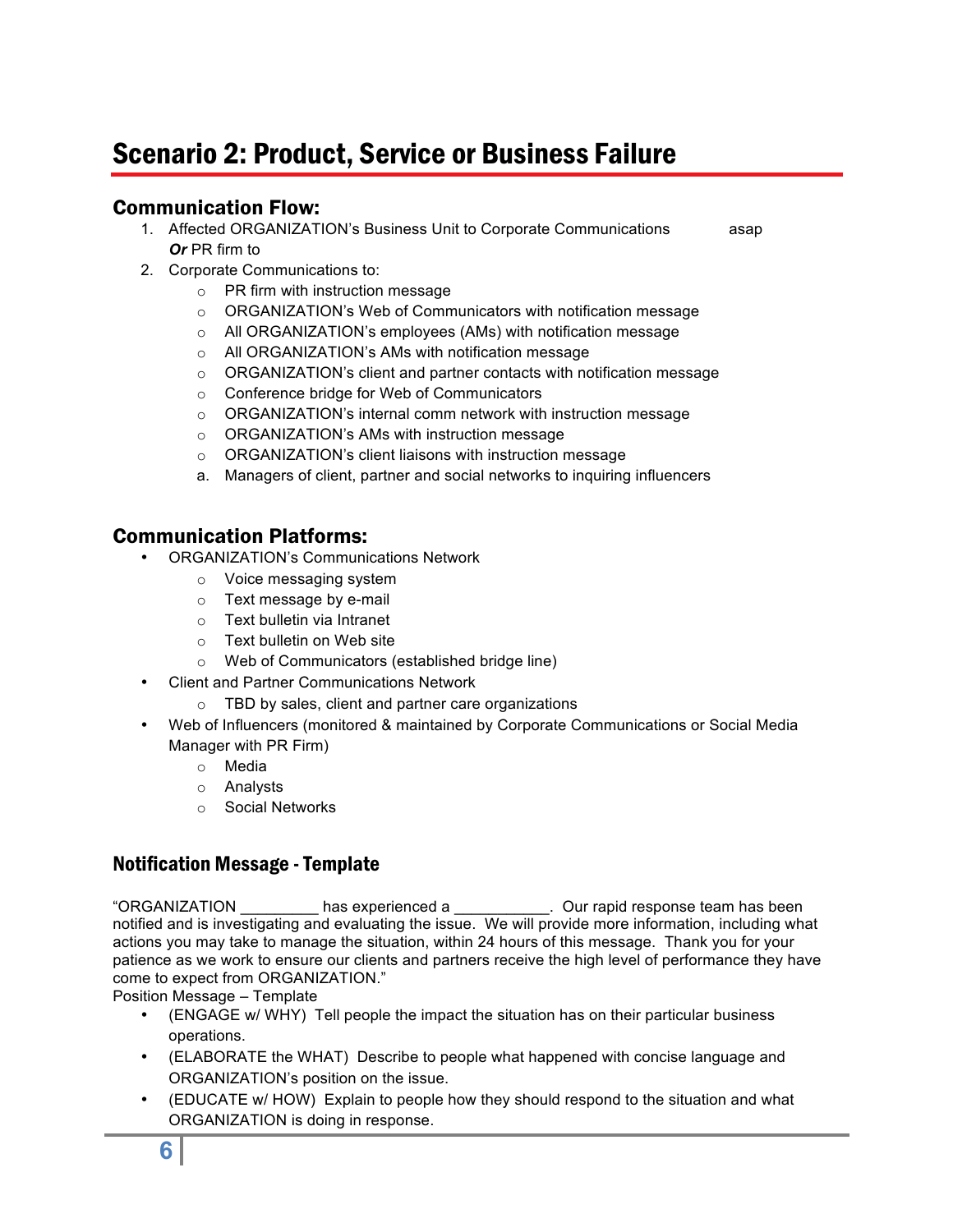# Scenario 2: Product, Service or Business Failure

## Communication Flow:

1. Affected ORGANIZATION's Business Unit to Corporate Communications asap
   ***Or*** PR firm to
2. Corporate Communications to:
   - PR firm with instruction message
   - ORGANIZATION's Web of Communicators with notification message
   - All ORGANIZATION's employees (AMs) with notification message
   - All ORGANIZATION's AMs with notification message
   - ORGANIZATION's client and partner contacts with notification message
   - Conference bridge for Web of Communicators
   - ORGANIZATION's internal comm network with instruction message
   - ORGANIZATION's AMs with instruction message
   - ORGANIZATION's client liaisons with instruction message

   a. Managers of client, partner and social networks to inquiring influencers

## Communication Platforms:

- ORGANIZATION's Communications Network
  - Voice messaging system
  - Text message by e-mail
  - Text bulletin via Intranet
  - Text bulletin on Web site
  - Web of Communicators (established bridge line)
- Client and Partner Communications Network
  - TBD by sales, client and partner care organizations
- Web of Influencers (monitored & maintained by Corporate Communications or Social Media Manager with PR Firm)
  - Media
  - Analysts
  - Social Networks

### Notification Message - Template

"ORGANIZATION _________ has experienced a ___________. Our rapid response team has been notified and is investigating and evaluating the issue. We will provide more information, including what actions you may take to manage the situation, within 24 hours of this message. Thank you for your patience as we work to ensure our clients and partners receive the high level of performance they have come to expect from ORGANIZATION."

Position Message – Template

- (ENGAGE w/ WHY) Tell people the impact the situation has on their particular business operations.
- (ELABORATE the WHAT) Describe to people what happened with concise language and ORGANIZATION's position on the issue.
- (EDUCATE w/ HOW) Explain to people how they should respond to the situation and what ORGANIZATION is doing in response.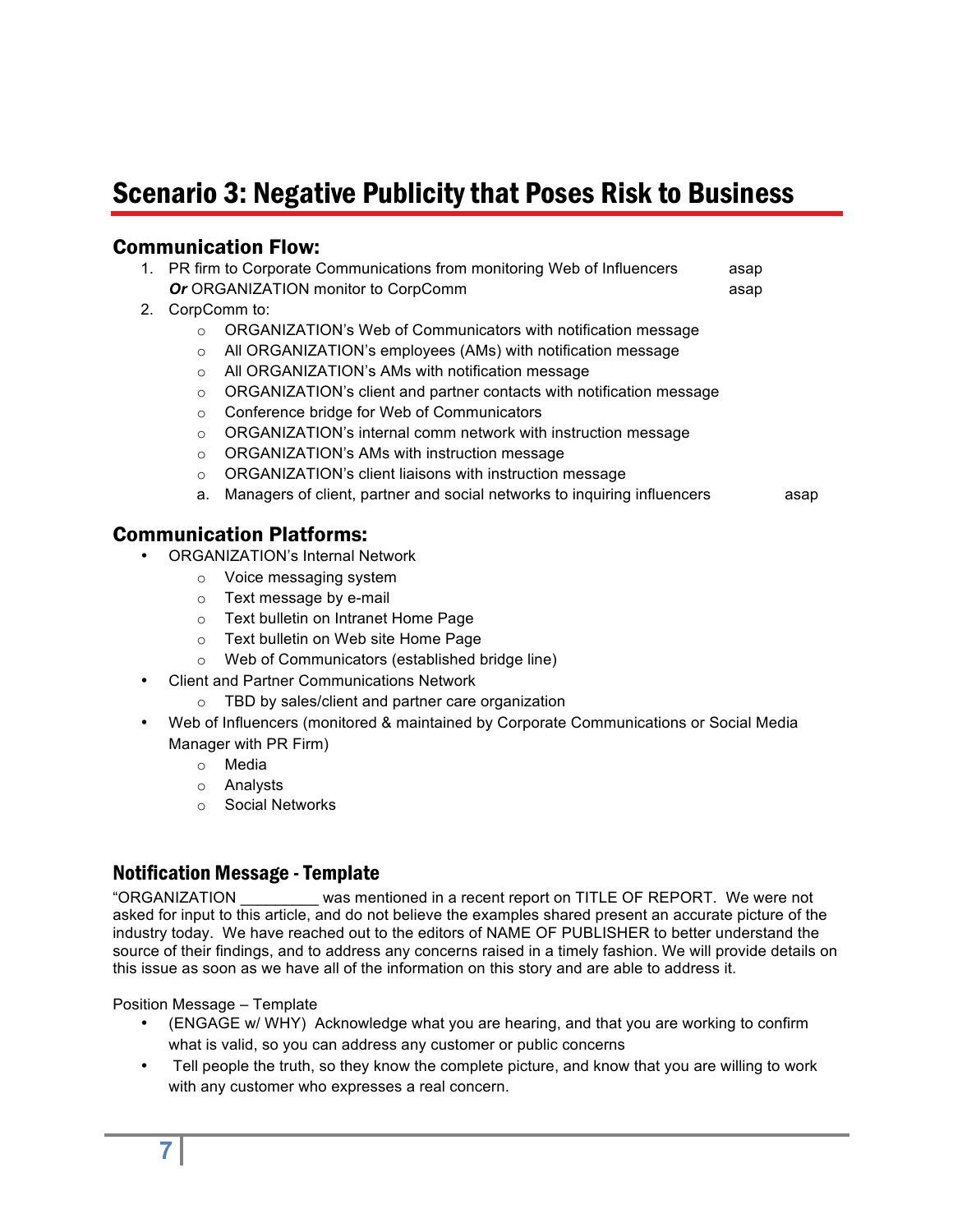# Scenario 3: Negative Publicity that Poses Risk to Business

## Communication Flow:

1. PR firm to Corporate Communications from monitoring Web of Influencers asap
   ***Or*** ORGANIZATION monitor to CorpComm asap
2. CorpComm to:
   - ORGANIZATION's Web of Communicators with notification message
   - All ORGANIZATION's employees (AMs) with notification message
   - All ORGANIZATION's AMs with notification message
   - ORGANIZATION's client and partner contacts with notification message
   - Conference bridge for Web of Communicators
   - ORGANIZATION's internal comm network with instruction message
   - ORGANIZATION's AMs with instruction message
   - ORGANIZATION's client liaisons with instruction message
   
   a. Managers of client, partner and social networks to inquiring influencers asap

## Communication Platforms:

- ORGANIZATION's Internal Network
  - Voice messaging system
  - Text message by e-mail
  - Text bulletin on Intranet Home Page
  - Text bulletin on Web site Home Page
  - Web of Communicators (established bridge line)
- Client and Partner Communications Network
  - TBD by sales/client and partner care organization
- Web of Influencers (monitored & maintained by Corporate Communications or Social Media Manager with PR Firm)
  - Media
  - Analysts
  - Social Networks

## Notification Message - Template

"ORGANIZATION _________ was mentioned in a recent report on TITLE OF REPORT. We were not asked for input to this article, and do not believe the examples shared present an accurate picture of the industry today. We have reached out to the editors of NAME OF PUBLISHER to better understand the source of their findings, and to address any concerns raised in a timely fashion. We will provide details on this issue as soon as we have all of the information on this story and are able to address it.

Position Message – Template

- (ENGAGE w/ WHY) Acknowledge what you are hearing, and that you are working to confirm what is valid, so you can address any customer or public concerns
- Tell people the truth, so they know the complete picture, and know that you are willing to work with any customer who expresses a real concern.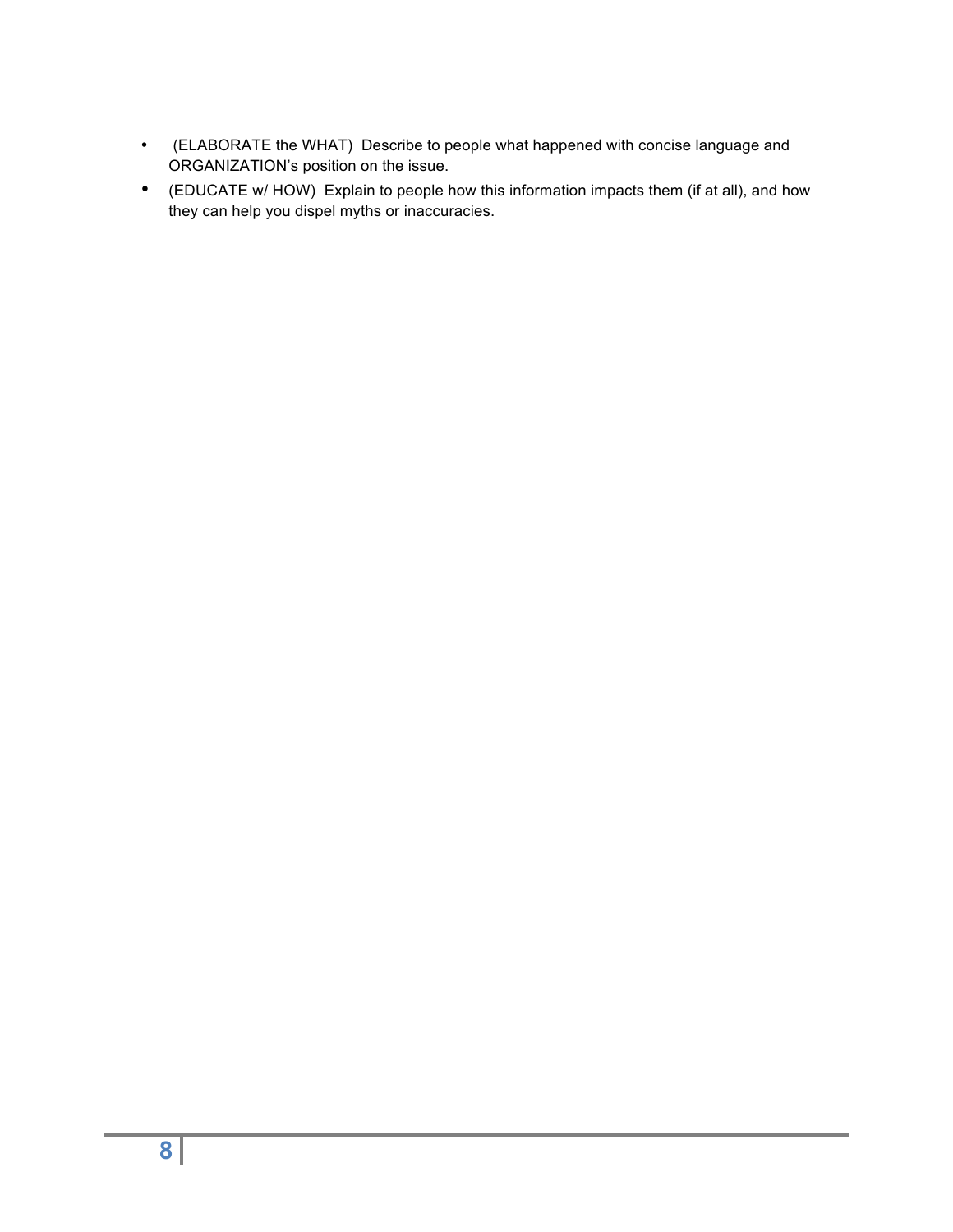- (ELABORATE the WHAT) Describe to people what happened with concise language and ORGANIZATION's position on the issue.
- (EDUCATE w/ HOW) Explain to people how this information impacts them (if at all), and how they can help you dispel myths or inaccuracies.